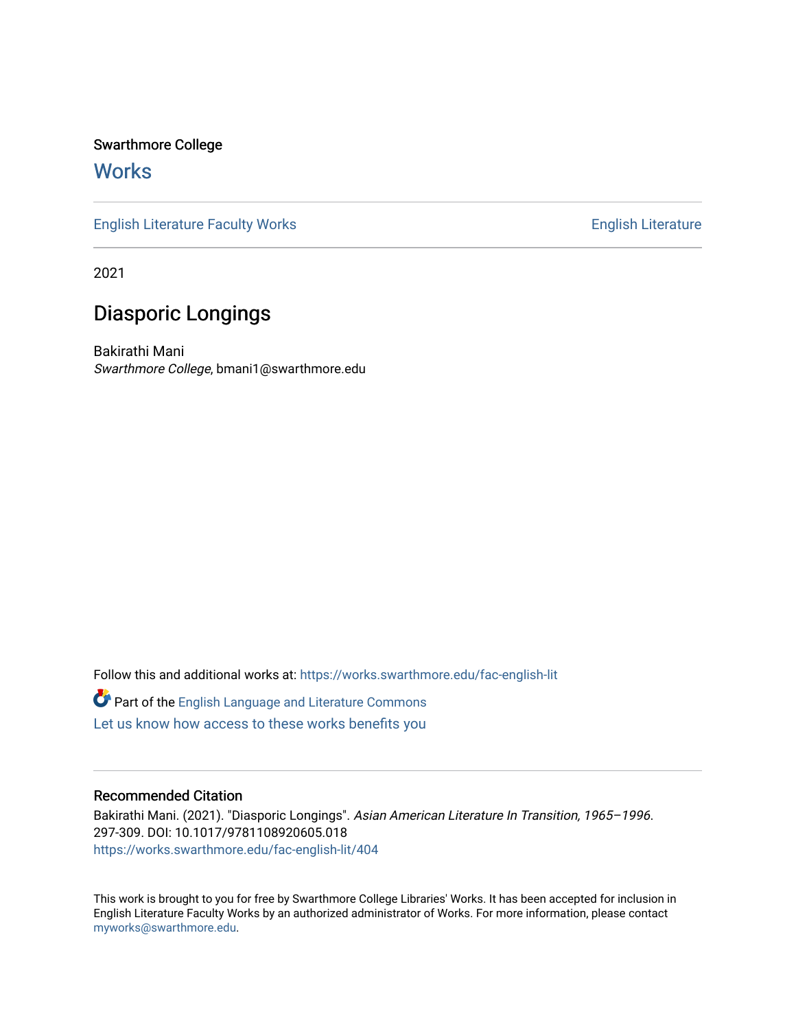Swarthmore College

# Works

English Literature Faculty Works | English Literature

2021

## Diasporic Longings

Bakirathi Mani
*Swarthmore College*, bmani1@swarthmore.edu

Follow this and additional works at: https://works.swarthmore.edu/fac-english-lit

Part of the English Language and Literature Commons

Let us know how access to these works benefits you

### Recommended Citation

Bakirathi Mani. (2021). "Diasporic Longings". *Asian American Literature In Transition, 1965–1996*. 297-309. DOI: 10.1017/9781108920605.018
https://works.swarthmore.edu/fac-english-lit/404

This work is brought to you for free by Swarthmore College Libraries' Works. It has been accepted for inclusion in English Literature Faculty Works by an authorized administrator of Works. For more information, please contact myworks@swarthmore.edu.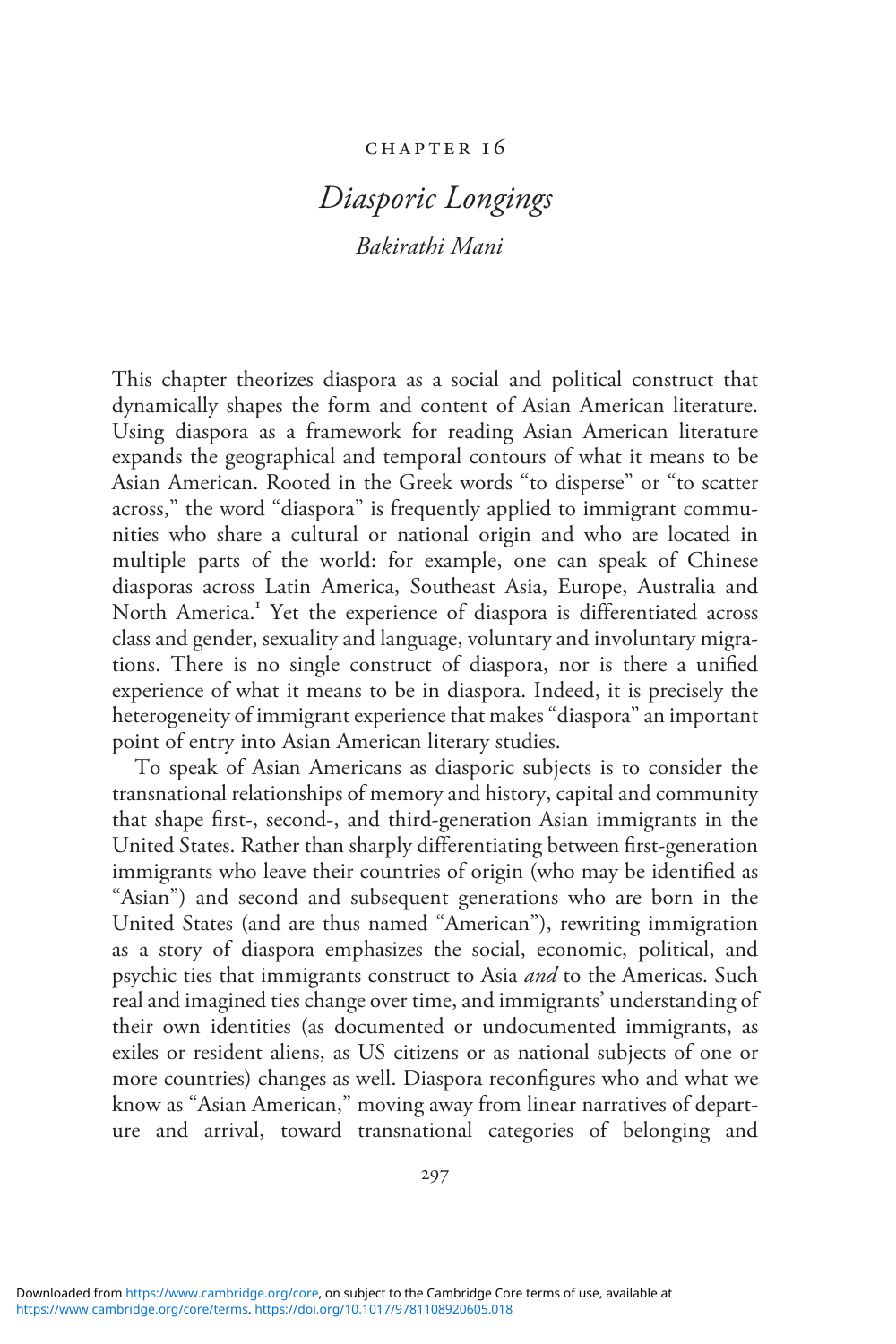# CHAPTER 16

# *Diasporic Longings*

*Bakirathi Mani*

This chapter theorizes diaspora as a social and political construct that dynamically shapes the form and content of Asian American literature. Using diaspora as a framework for reading Asian American literature expands the geographical and temporal contours of what it means to be Asian American. Rooted in the Greek words "to disperse" or "to scatter across," the word "diaspora" is frequently applied to immigrant communities who share a cultural or national origin and who are located in multiple parts of the world: for example, one can speak of Chinese diasporas across Latin America, Southeast Asia, Europe, Australia and North America.[1] Yet the experience of diaspora is differentiated across class and gender, sexuality and language, voluntary and involuntary migrations. There is no single construct of diaspora, nor is there a unified experience of what it means to be in diaspora. Indeed, it is precisely the heterogeneity of immigrant experience that makes "diaspora" an important point of entry into Asian American literary studies.

To speak of Asian Americans as diasporic subjects is to consider the transnational relationships of memory and history, capital and community that shape first-, second-, and third-generation Asian immigrants in the United States. Rather than sharply differentiating between first-generation immigrants who leave their countries of origin (who may be identified as "Asian") and second and subsequent generations who are born in the United States (and are thus named "American"), rewriting immigration as a story of diaspora emphasizes the social, economic, political, and psychic ties that immigrants construct to Asia *and* to the Americas. Such real and imagined ties change over time, and immigrants' understanding of their own identities (as documented or undocumented immigrants, as exiles or resident aliens, as US citizens or as national subjects of one or more countries) changes as well. Diaspora reconfigures who and what we know as "Asian American," moving away from linear narratives of departure and arrival, toward transnational categories of belonging and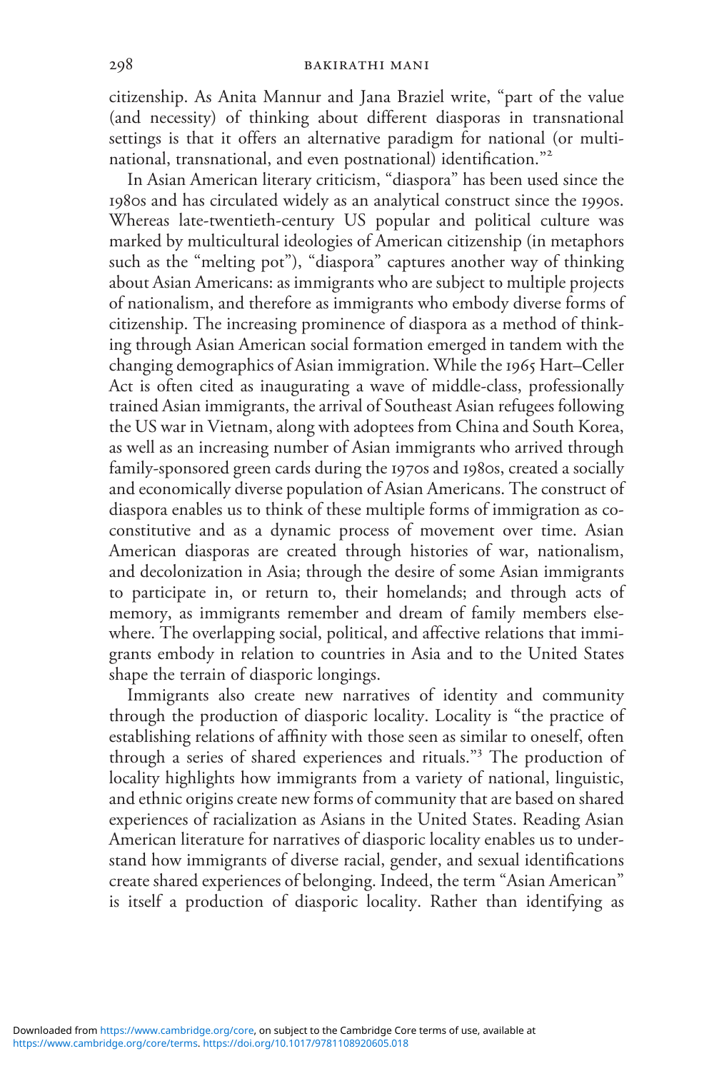citizenship. As Anita Mannur and Jana Braziel write, "part of the value (and necessity) of thinking about different diasporas in transnational settings is that it offers an alternative paradigm for national (or multinational, transnational, and even postnational) identification."[2]

In Asian American literary criticism, "diaspora" has been used since the 1980s and has circulated widely as an analytical construct since the 1990s. Whereas late-twentieth-century US popular and political culture was marked by multicultural ideologies of American citizenship (in metaphors such as the "melting pot"), "diaspora" captures another way of thinking about Asian Americans: as immigrants who are subject to multiple projects of nationalism, and therefore as immigrants who embody diverse forms of citizenship. The increasing prominence of diaspora as a method of thinking through Asian American social formation emerged in tandem with the changing demographics of Asian immigration. While the 1965 Hart–Celler Act is often cited as inaugurating a wave of middle-class, professionally trained Asian immigrants, the arrival of Southeast Asian refugees following the US war in Vietnam, along with adoptees from China and South Korea, as well as an increasing number of Asian immigrants who arrived through family-sponsored green cards during the 1970s and 1980s, created a socially and economically diverse population of Asian Americans. The construct of diaspora enables us to think of these multiple forms of immigration as co-constitutive and as a dynamic process of movement over time. Asian American diasporas are created through histories of war, nationalism, and decolonization in Asia; through the desire of some Asian immigrants to participate in, or return to, their homelands; and through acts of memory, as immigrants remember and dream of family members elsewhere. The overlapping social, political, and affective relations that immigrants embody in relation to countries in Asia and to the United States shape the terrain of diasporic longings.

Immigrants also create new narratives of identity and community through the production of diasporic locality. Locality is "the practice of establishing relations of affinity with those seen as similar to oneself, often through a series of shared experiences and rituals."[3] The production of locality highlights how immigrants from a variety of national, linguistic, and ethnic origins create new forms of community that are based on shared experiences of racialization as Asians in the United States. Reading Asian American literature for narratives of diasporic locality enables us to understand how immigrants of diverse racial, gender, and sexual identifications create shared experiences of belonging. Indeed, the term "Asian American" is itself a production of diasporic locality. Rather than identifying as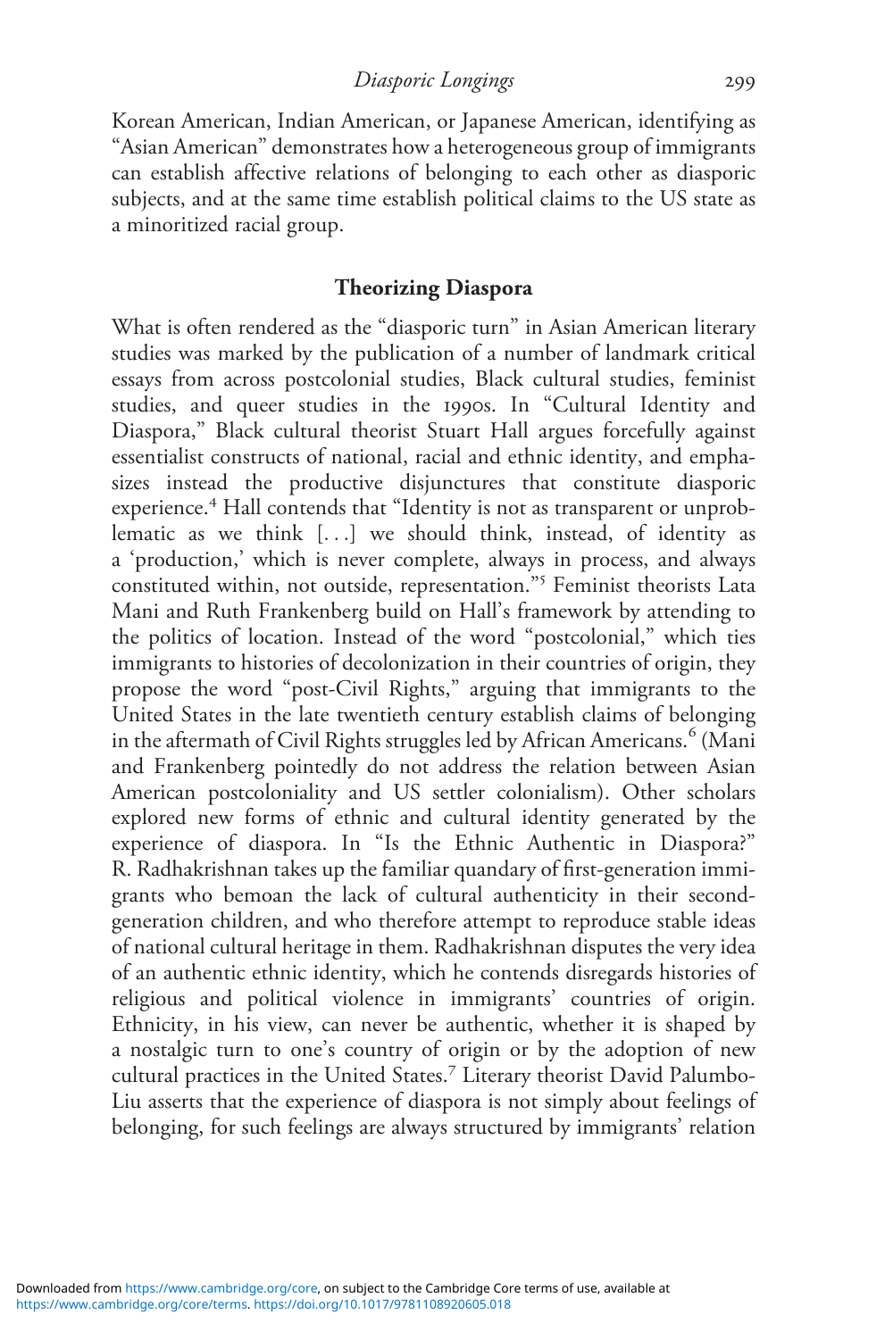Korean American, Indian American, or Japanese American, identifying as "Asian American" demonstrates how a heterogeneous group of immigrants can establish affective relations of belonging to each other as diasporic subjects, and at the same time establish political claims to the US state as a minoritized racial group.

## Theorizing Diaspora

What is often rendered as the "diasporic turn" in Asian American literary studies was marked by the publication of a number of landmark critical essays from across postcolonial studies, Black cultural studies, feminist studies, and queer studies in the 1990s. In "Cultural Identity and Diaspora," Black cultural theorist Stuart Hall argues forcefully against essentialist constructs of national, racial and ethnic identity, and emphasizes instead the productive disjunctures that constitute diasporic experience.[4] Hall contends that "Identity is not as transparent or unproblematic as we think [. . .] we should think, instead, of identity as a 'production,' which is never complete, always in process, and always constituted within, not outside, representation."[5] Feminist theorists Lata Mani and Ruth Frankenberg build on Hall's framework by attending to the politics of location. Instead of the word "postcolonial," which ties immigrants to histories of decolonization in their countries of origin, they propose the word "post-Civil Rights," arguing that immigrants to the United States in the late twentieth century establish claims of belonging in the aftermath of Civil Rights struggles led by African Americans.[6] (Mani and Frankenberg pointedly do not address the relation between Asian American postcoloniality and US settler colonialism). Other scholars explored new forms of ethnic and cultural identity generated by the experience of diaspora. In "Is the Ethnic Authentic in Diaspora?" R. Radhakrishnan takes up the familiar quandary of first-generation immigrants who bemoan the lack of cultural authenticity in their second-generation children, and who therefore attempt to reproduce stable ideas of national cultural heritage in them. Radhakrishnan disputes the very idea of an authentic ethnic identity, which he contends disregards histories of religious and political violence in immigrants' countries of origin. Ethnicity, in his view, can never be authentic, whether it is shaped by a nostalgic turn to one's country of origin or by the adoption of new cultural practices in the United States.[7] Literary theorist David Palumbo-Liu asserts that the experience of diaspora is not simply about feelings of belonging, for such feelings are always structured by immigrants' relation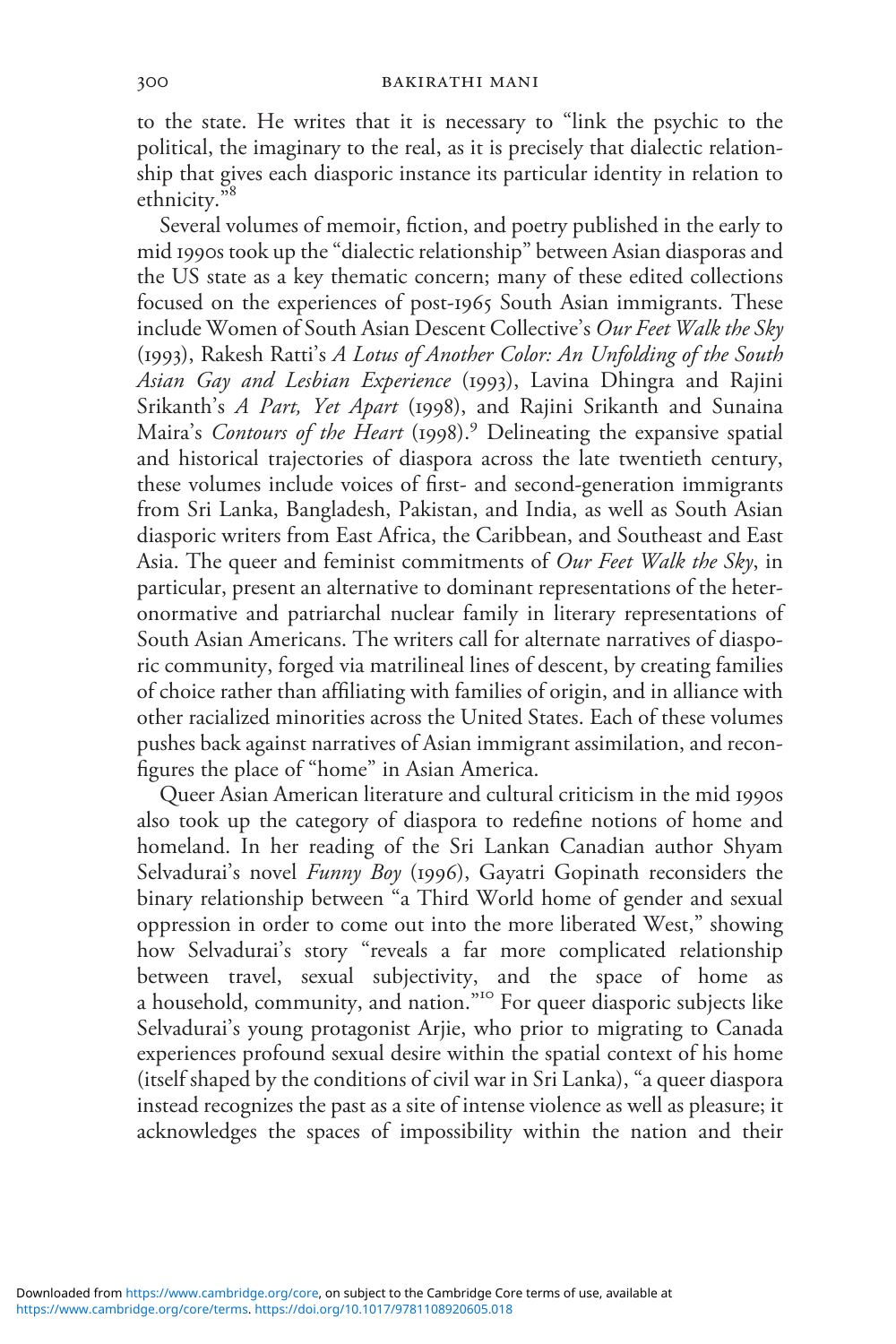to the state. He writes that it is necessary to "link the psychic to the political, the imaginary to the real, as it is precisely that dialectic relationship that gives each diasporic instance its particular identity in relation to ethnicity."[8]

Several volumes of memoir, fiction, and poetry published in the early to mid 1990s took up the "dialectic relationship" between Asian diasporas and the US state as a key thematic concern; many of these edited collections focused on the experiences of post-1965 South Asian immigrants. These include Women of South Asian Descent Collective's *Our Feet Walk the Sky* (1993), Rakesh Ratti's *A Lotus of Another Color: An Unfolding of the South Asian Gay and Lesbian Experience* (1993), Lavina Dhingra and Rajini Srikanth's *A Part, Yet Apart* (1998), and Rajini Srikanth and Sunaina Maira's *Contours of the Heart* (1998).[9] Delineating the expansive spatial and historical trajectories of diaspora across the late twentieth century, these volumes include voices of first- and second-generation immigrants from Sri Lanka, Bangladesh, Pakistan, and India, as well as South Asian diasporic writers from East Africa, the Caribbean, and Southeast and East Asia. The queer and feminist commitments of *Our Feet Walk the Sky*, in particular, present an alternative to dominant representations of the heteronormative and patriarchal nuclear family in literary representations of South Asian Americans. The writers call for alternate narratives of diasporic community, forged via matrilineal lines of descent, by creating families of choice rather than affiliating with families of origin, and in alliance with other racialized minorities across the United States. Each of these volumes pushes back against narratives of Asian immigrant assimilation, and reconfigures the place of "home" in Asian America.

Queer Asian American literature and cultural criticism in the mid 1990s also took up the category of diaspora to redefine notions of home and homeland. In her reading of the Sri Lankan Canadian author Shyam Selvadurai's novel *Funny Boy* (1996), Gayatri Gopinath reconsiders the binary relationship between "a Third World home of gender and sexual oppression in order to come out into the more liberated West," showing how Selvadurai's story "reveals a far more complicated relationship between travel, sexual subjectivity, and the space of home as a household, community, and nation."[10] For queer diasporic subjects like Selvadurai's young protagonist Arjie, who prior to migrating to Canada experiences profound sexual desire within the spatial context of his home (itself shaped by the conditions of civil war in Sri Lanka), "a queer diaspora instead recognizes the past as a site of intense violence as well as pleasure; it acknowledges the spaces of impossibility within the nation and their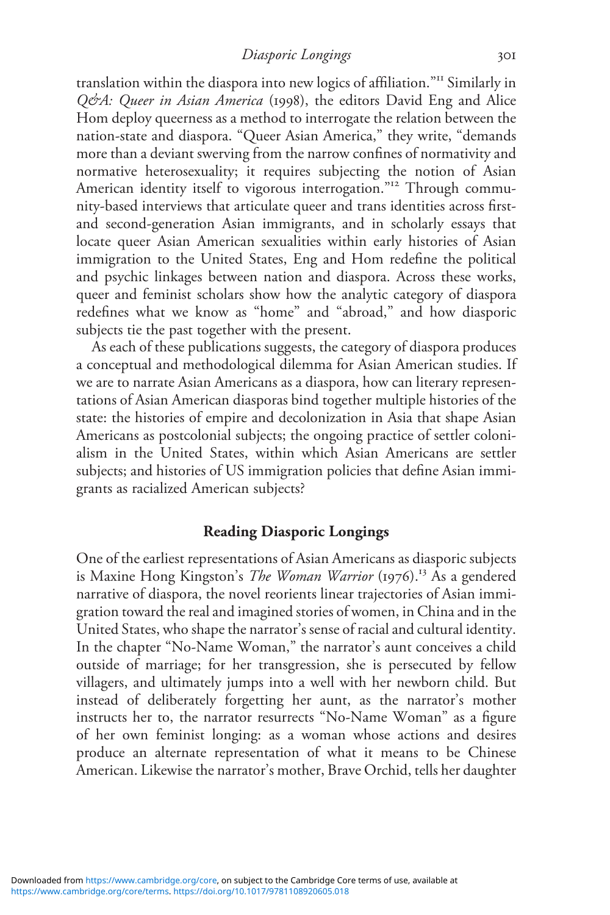translation within the diaspora into new logics of affiliation."[11] Similarly in *Q&A: Queer in Asian America* (1998), the editors David Eng and Alice Hom deploy queerness as a method to interrogate the relation between the nation-state and diaspora. "Queer Asian America," they write, "demands more than a deviant swerving from the narrow confines of normativity and normative heterosexuality; it requires subjecting the notion of Asian American identity itself to vigorous interrogation."[12] Through community-based interviews that articulate queer and trans identities across first- and second-generation Asian immigrants, and in scholarly essays that locate queer Asian American sexualities within early histories of Asian immigration to the United States, Eng and Hom redefine the political and psychic linkages between nation and diaspora. Across these works, queer and feminist scholars show how the analytic category of diaspora redefines what we know as "home" and "abroad," and how diasporic subjects tie the past together with the present.

As each of these publications suggests, the category of diaspora produces a conceptual and methodological dilemma for Asian American studies. If we are to narrate Asian Americans as a diaspora, how can literary representations of Asian American diasporas bind together multiple histories of the state: the histories of empire and decolonization in Asia that shape Asian Americans as postcolonial subjects; the ongoing practice of settler colonialism in the United States, within which Asian Americans are settler subjects; and histories of US immigration policies that define Asian immigrants as racialized American subjects?

## Reading Diasporic Longings

One of the earliest representations of Asian Americans as diasporic subjects is Maxine Hong Kingston's *The Woman Warrior* (1976).[13] As a gendered narrative of diaspora, the novel reorients linear trajectories of Asian immigration toward the real and imagined stories of women, in China and in the United States, who shape the narrator's sense of racial and cultural identity. In the chapter "No-Name Woman," the narrator's aunt conceives a child outside of marriage; for her transgression, she is persecuted by fellow villagers, and ultimately jumps into a well with her newborn child. But instead of deliberately forgetting her aunt, as the narrator's mother instructs her to, the narrator resurrects "No-Name Woman" as a figure of her own feminist longing: as a woman whose actions and desires produce an alternate representation of what it means to be Chinese American. Likewise the narrator's mother, Brave Orchid, tells her daughter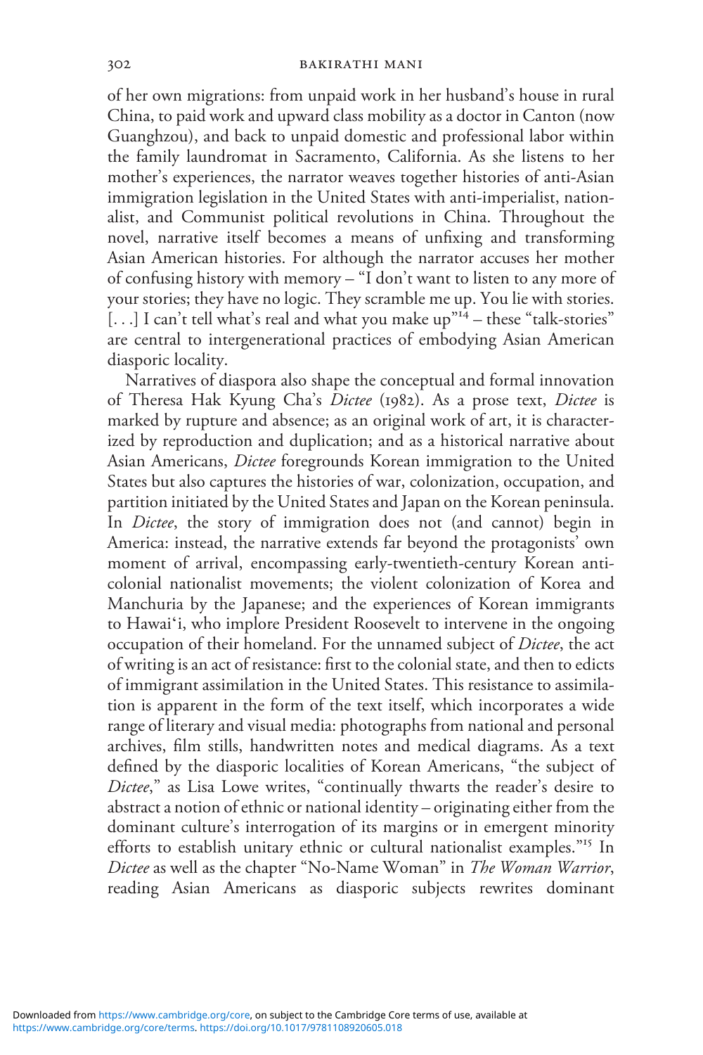of her own migrations: from unpaid work in her husband's house in rural China, to paid work and upward class mobility as a doctor in Canton (now Guanghzou), and back to unpaid domestic and professional labor within the family laundromat in Sacramento, California. As she listens to her mother's experiences, the narrator weaves together histories of anti-Asian immigration legislation in the United States with anti-imperialist, nationalist, and Communist political revolutions in China. Throughout the novel, narrative itself becomes a means of unfixing and transforming Asian American histories. For although the narrator accuses her mother of confusing history with memory – "I don't want to listen to any more of your stories; they have no logic. They scramble me up. You lie with stories. [...] I can't tell what's real and what you make up"[14] – these "talk-stories" are central to intergenerational practices of embodying Asian American diasporic locality.

Narratives of diaspora also shape the conceptual and formal innovation of Theresa Hak Kyung Cha's *Dictee* (1982). As a prose text, *Dictee* is marked by rupture and absence; as an original work of art, it is characterized by reproduction and duplication; and as a historical narrative about Asian Americans, *Dictee* foregrounds Korean immigration to the United States but also captures the histories of war, colonization, occupation, and partition initiated by the United States and Japan on the Korean peninsula. In *Dictee*, the story of immigration does not (and cannot) begin in America: instead, the narrative extends far beyond the protagonists' own moment of arrival, encompassing early-twentieth-century Korean anti-colonial nationalist movements; the violent colonization of Korea and Manchuria by the Japanese; and the experiences of Korean immigrants to Hawai'i, who implore President Roosevelt to intervene in the ongoing occupation of their homeland. For the unnamed subject of *Dictee*, the act of writing is an act of resistance: first to the colonial state, and then to edicts of immigrant assimilation in the United States. This resistance to assimilation is apparent in the form of the text itself, which incorporates a wide range of literary and visual media: photographs from national and personal archives, film stills, handwritten notes and medical diagrams. As a text defined by the diasporic localities of Korean Americans, "the subject of *Dictee*," as Lisa Lowe writes, "continually thwarts the reader's desire to abstract a notion of ethnic or national identity – originating either from the dominant culture's interrogation of its margins or in emergent minority efforts to establish unitary ethnic or cultural nationalist examples."[15] In *Dictee* as well as the chapter "No-Name Woman" in *The Woman Warrior*, reading Asian Americans as diasporic subjects rewrites dominant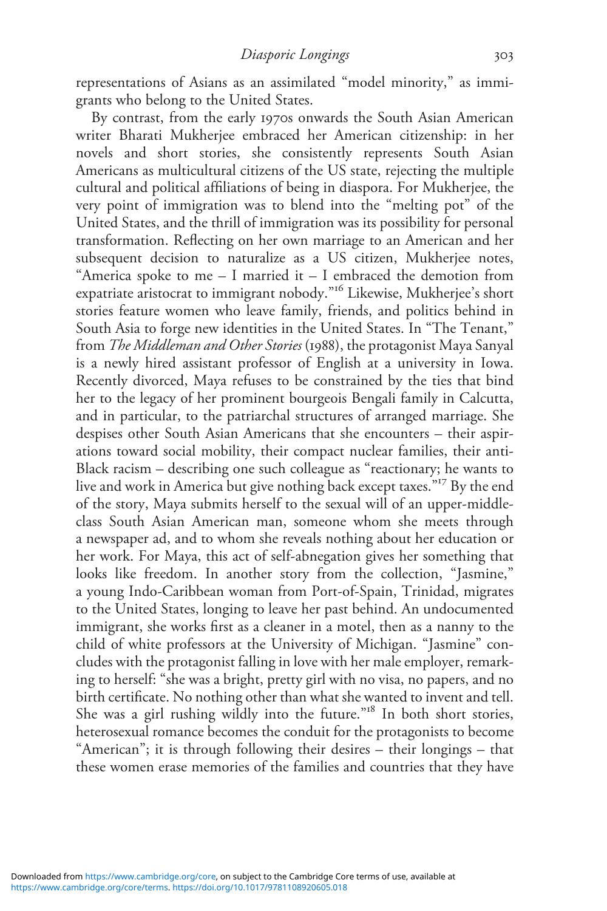representations of Asians as an assimilated "model minority," as immigrants who belong to the United States.

By contrast, from the early 1970s onwards the South Asian American writer Bharati Mukherjee embraced her American citizenship: in her novels and short stories, she consistently represents South Asian Americans as multicultural citizens of the US state, rejecting the multiple cultural and political affiliations of being in diaspora. For Mukherjee, the very point of immigration was to blend into the "melting pot" of the United States, and the thrill of immigration was its possibility for personal transformation. Reflecting on her own marriage to an American and her subsequent decision to naturalize as a US citizen, Mukherjee notes, "America spoke to me – I married it – I embraced the demotion from expatriate aristocrat to immigrant nobody."[16] Likewise, Mukherjee's short stories feature women who leave family, friends, and politics behind in South Asia to forge new identities in the United States. In "The Tenant," from *The Middleman and Other Stories* (1988), the protagonist Maya Sanyal is a newly hired assistant professor of English at a university in Iowa. Recently divorced, Maya refuses to be constrained by the ties that bind her to the legacy of her prominent bourgeois Bengali family in Calcutta, and in particular, to the patriarchal structures of arranged marriage. She despises other South Asian Americans that she encounters – their aspirations toward social mobility, their compact nuclear families, their anti-Black racism – describing one such colleague as "reactionary; he wants to live and work in America but give nothing back except taxes."[17] By the end of the story, Maya submits herself to the sexual will of an upper-middle-class South Asian American man, someone whom she meets through a newspaper ad, and to whom she reveals nothing about her education or her work. For Maya, this act of self-abnegation gives her something that looks like freedom. In another story from the collection, "Jasmine," a young Indo-Caribbean woman from Port-of-Spain, Trinidad, migrates to the United States, longing to leave her past behind. An undocumented immigrant, she works first as a cleaner in a motel, then as a nanny to the child of white professors at the University of Michigan. "Jasmine" concludes with the protagonist falling in love with her male employer, remarking to herself: "she was a bright, pretty girl with no visa, no papers, and no birth certificate. No nothing other than what she wanted to invent and tell. She was a girl rushing wildly into the future."[18] In both short stories, heterosexual romance becomes the conduit for the protagonists to become "American"; it is through following their desires – their longings – that these women erase memories of the families and countries that they have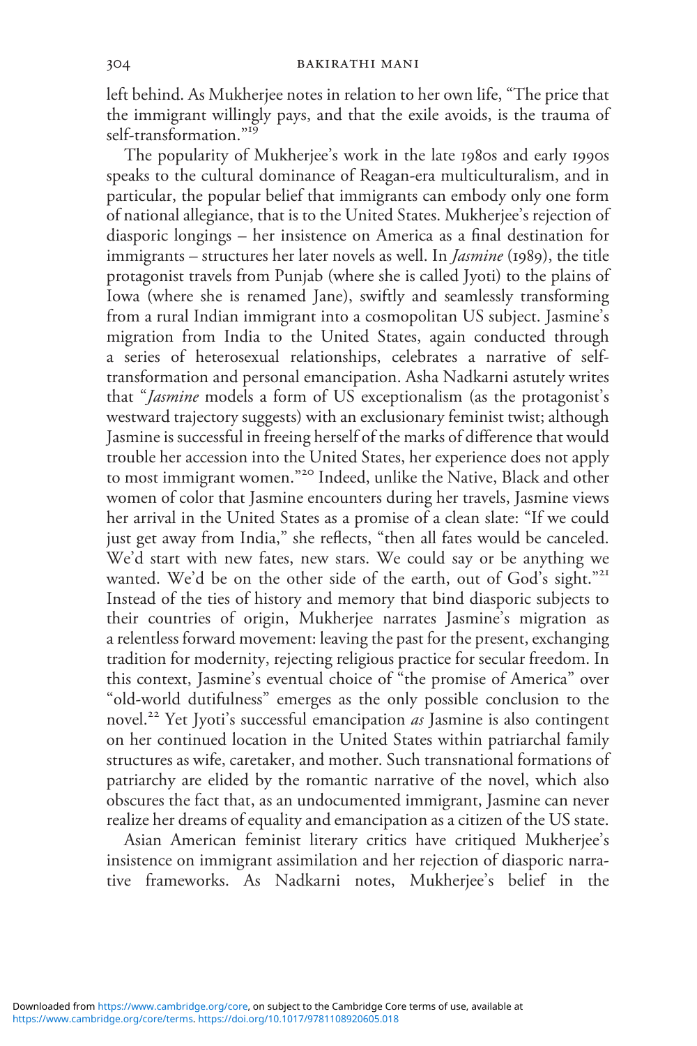left behind. As Mukherjee notes in relation to her own life, "The price that the immigrant willingly pays, and that the exile avoids, is the trauma of self-transformation."[19]

The popularity of Mukherjee's work in the late 1980s and early 1990s speaks to the cultural dominance of Reagan-era multiculturalism, and in particular, the popular belief that immigrants can embody only one form of national allegiance, that is to the United States. Mukherjee's rejection of diasporic longings – her insistence on America as a final destination for immigrants – structures her later novels as well. In *Jasmine* (1989), the title protagonist travels from Punjab (where she is called Jyoti) to the plains of Iowa (where she is renamed Jane), swiftly and seamlessly transforming from a rural Indian immigrant into a cosmopolitan US subject. Jasmine's migration from India to the United States, again conducted through a series of heterosexual relationships, celebrates a narrative of self-transformation and personal emancipation. Asha Nadkarni astutely writes that "*Jasmine* models a form of US exceptionalism (as the protagonist's westward trajectory suggests) with an exclusionary feminist twist; although Jasmine is successful in freeing herself of the marks of difference that would trouble her accession into the United States, her experience does not apply to most immigrant women."[20] Indeed, unlike the Native, Black and other women of color that Jasmine encounters during her travels, Jasmine views her arrival in the United States as a promise of a clean slate: "If we could just get away from India," she reflects, "then all fates would be canceled. We'd start with new fates, new stars. We could say or be anything we wanted. We'd be on the other side of the earth, out of God's sight."[21] Instead of the ties of history and memory that bind diasporic subjects to their countries of origin, Mukherjee narrates Jasmine's migration as a relentless forward movement: leaving the past for the present, exchanging tradition for modernity, rejecting religious practice for secular freedom. In this context, Jasmine's eventual choice of "the promise of America" over "old-world dutifulness" emerges as the only possible conclusion to the novel.[22] Yet Jyoti's successful emancipation *as* Jasmine is also contingent on her continued location in the United States within patriarchal family structures as wife, caretaker, and mother. Such transnational formations of patriarchy are elided by the romantic narrative of the novel, which also obscures the fact that, as an undocumented immigrant, Jasmine can never realize her dreams of equality and emancipation as a citizen of the US state.

Asian American feminist literary critics have critiqued Mukherjee's insistence on immigrant assimilation and her rejection of diasporic narrative frameworks. As Nadkarni notes, Mukherjee's belief in the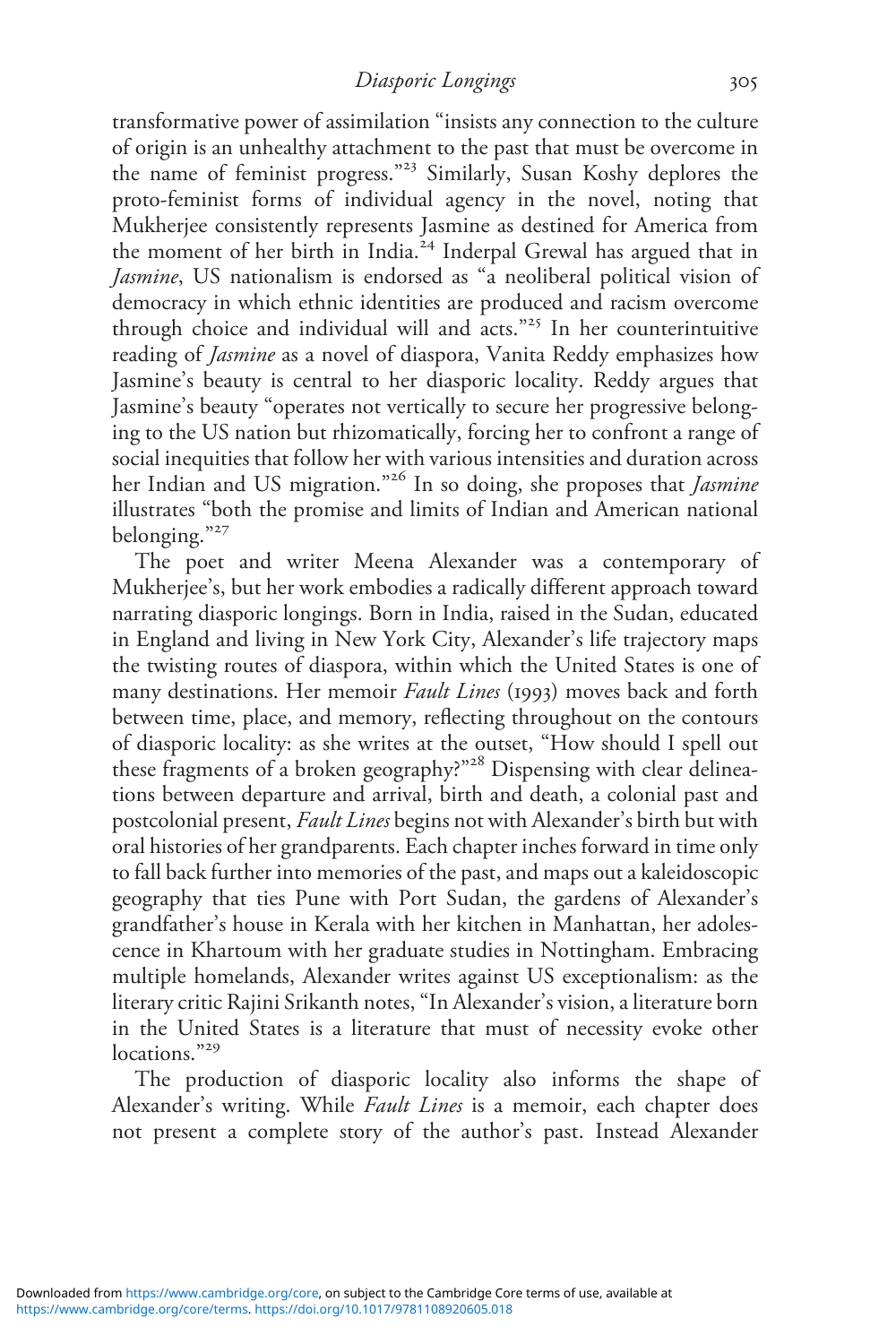transformative power of assimilation "insists any connection to the culture of origin is an unhealthy attachment to the past that must be overcome in the name of feminist progress."[23] Similarly, Susan Koshy deplores the proto-feminist forms of individual agency in the novel, noting that Mukherjee consistently represents Jasmine as destined for America from the moment of her birth in India.[24] Inderpal Grewal has argued that in *Jasmine*, US nationalism is endorsed as "a neoliberal political vision of democracy in which ethnic identities are produced and racism overcome through choice and individual will and acts."[25] In her counterintuitive reading of *Jasmine* as a novel of diaspora, Vanita Reddy emphasizes how Jasmine's beauty is central to her diasporic locality. Reddy argues that Jasmine's beauty "operates not vertically to secure her progressive belonging to the US nation but rhizomatically, forcing her to confront a range of social inequities that follow her with various intensities and duration across her Indian and US migration."[26] In so doing, she proposes that *Jasmine* illustrates "both the promise and limits of Indian and American national belonging."[27]

The poet and writer Meena Alexander was a contemporary of Mukherjee's, but her work embodies a radically different approach toward narrating diasporic longings. Born in India, raised in the Sudan, educated in England and living in New York City, Alexander's life trajectory maps the twisting routes of diaspora, within which the United States is one of many destinations. Her memoir *Fault Lines* (1993) moves back and forth between time, place, and memory, reflecting throughout on the contours of diasporic locality: as she writes at the outset, "How should I spell out these fragments of a broken geography?"[28] Dispensing with clear delineations between departure and arrival, birth and death, a colonial past and postcolonial present, *Fault Lines* begins not with Alexander's birth but with oral histories of her grandparents. Each chapter inches forward in time only to fall back further into memories of the past, and maps out a kaleidoscopic geography that ties Pune with Port Sudan, the gardens of Alexander's grandfather's house in Kerala with her kitchen in Manhattan, her adolescence in Khartoum with her graduate studies in Nottingham. Embracing multiple homelands, Alexander writes against US exceptionalism: as the literary critic Rajini Srikanth notes, "In Alexander's vision, a literature born in the United States is a literature that must of necessity evoke other locations."[29]

The production of diasporic locality also informs the shape of Alexander's writing. While *Fault Lines* is a memoir, each chapter does not present a complete story of the author's past. Instead Alexander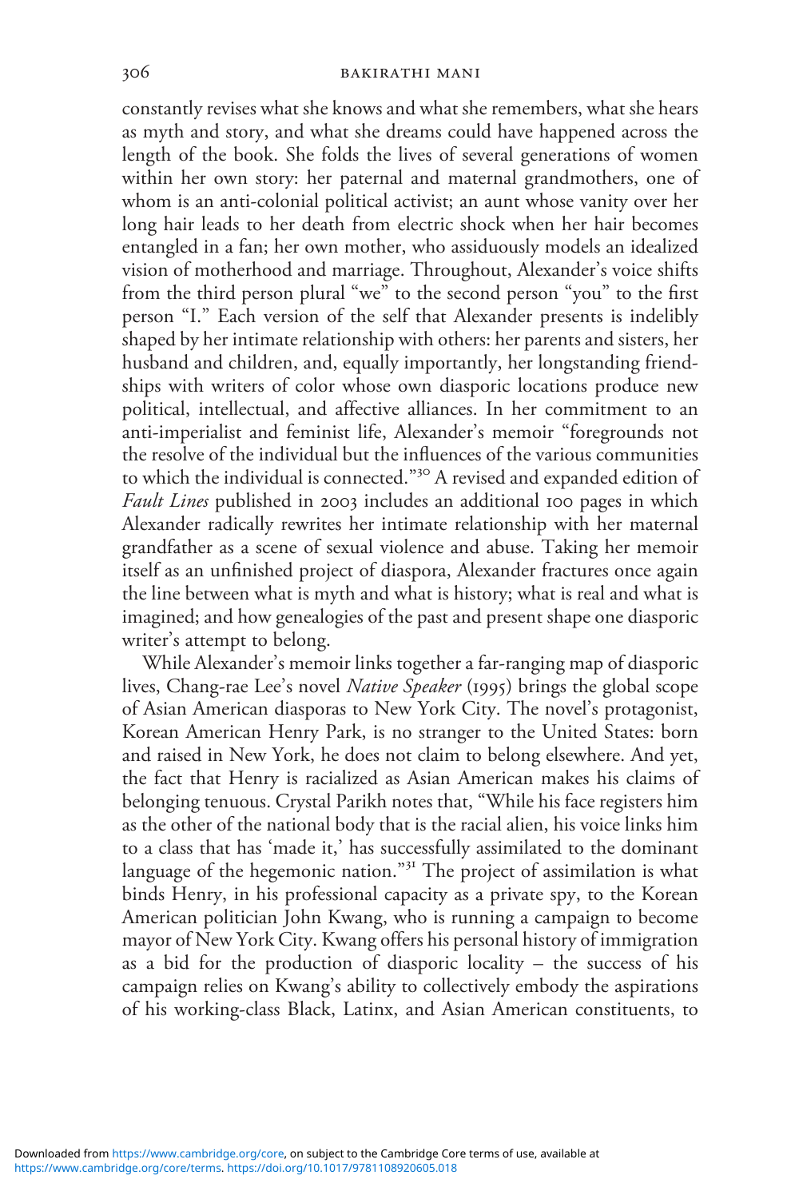constantly revises what she knows and what she remembers, what she hears as myth and story, and what she dreams could have happened across the length of the book. She folds the lives of several generations of women within her own story: her paternal and maternal grandmothers, one of whom is an anti-colonial political activist; an aunt whose vanity over her long hair leads to her death from electric shock when her hair becomes entangled in a fan; her own mother, who assiduously models an idealized vision of motherhood and marriage. Throughout, Alexander's voice shifts from the third person plural "we" to the second person "you" to the first person "I." Each version of the self that Alexander presents is indelibly shaped by her intimate relationship with others: her parents and sisters, her husband and children, and, equally importantly, her longstanding friendships with writers of color whose own diasporic locations produce new political, intellectual, and affective alliances. In her commitment to an anti-imperialist and feminist life, Alexander's memoir "foregrounds not the resolve of the individual but the influences of the various communities to which the individual is connected."[30] A revised and expanded edition of *Fault Lines* published in 2003 includes an additional 100 pages in which Alexander radically rewrites her intimate relationship with her maternal grandfather as a scene of sexual violence and abuse. Taking her memoir itself as an unfinished project of diaspora, Alexander fractures once again the line between what is myth and what is history; what is real and what is imagined; and how genealogies of the past and present shape one diasporic writer's attempt to belong.

While Alexander's memoir links together a far-ranging map of diasporic lives, Chang-rae Lee's novel *Native Speaker* (1995) brings the global scope of Asian American diasporas to New York City. The novel's protagonist, Korean American Henry Park, is no stranger to the United States: born and raised in New York, he does not claim to belong elsewhere. And yet, the fact that Henry is racialized as Asian American makes his claims of belonging tenuous. Crystal Parikh notes that, "While his face registers him as the other of the national body that is the racial alien, his voice links him to a class that has 'made it,' has successfully assimilated to the dominant language of the hegemonic nation."[31] The project of assimilation is what binds Henry, in his professional capacity as a private spy, to the Korean American politician John Kwang, who is running a campaign to become mayor of New York City. Kwang offers his personal history of immigration as a bid for the production of diasporic locality – the success of his campaign relies on Kwang's ability to collectively embody the aspirations of his working-class Black, Latinx, and Asian American constituents, to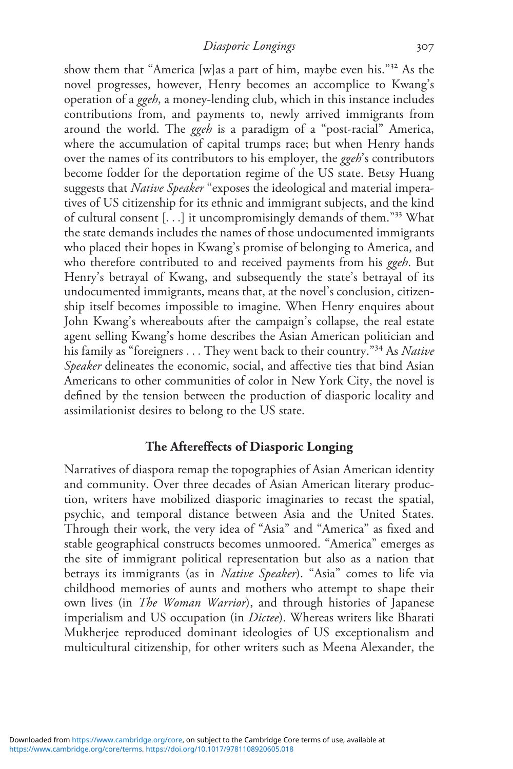show them that "America [w]as a part of him, maybe even his."[32] As the novel progresses, however, Henry becomes an accomplice to Kwang's operation of a *ggeh*, a money-lending club, which in this instance includes contributions from, and payments to, newly arrived immigrants from around the world. The *ggeh* is a paradigm of a "post-racial" America, where the accumulation of capital trumps race; but when Henry hands over the names of its contributors to his employer, the *ggeh*'s contributors become fodder for the deportation regime of the US state. Betsy Huang suggests that *Native Speaker* "exposes the ideological and material imperatives of US citizenship for its ethnic and immigrant subjects, and the kind of cultural consent [. . .] it uncompromisingly demands of them."[33] What the state demands includes the names of those undocumented immigrants who placed their hopes in Kwang's promise of belonging to America, and who therefore contributed to and received payments from his *ggeh*. But Henry's betrayal of Kwang, and subsequently the state's betrayal of its undocumented immigrants, means that, at the novel's conclusion, citizenship itself becomes impossible to imagine. When Henry enquires about John Kwang's whereabouts after the campaign's collapse, the real estate agent selling Kwang's home describes the Asian American politician and his family as "foreigners . . . They went back to their country."[34] As *Native Speaker* delineates the economic, social, and affective ties that bind Asian Americans to other communities of color in New York City, the novel is defined by the tension between the production of diasporic locality and assimilationist desires to belong to the US state.

## The Aftereffects of Diasporic Longing

Narratives of diaspora remap the topographies of Asian American identity and community. Over three decades of Asian American literary production, writers have mobilized diasporic imaginaries to recast the spatial, psychic, and temporal distance between Asia and the United States. Through their work, the very idea of "Asia" and "America" as fixed and stable geographical constructs becomes unmoored. "America" emerges as the site of immigrant political representation but also as a nation that betrays its immigrants (as in *Native Speaker*). "Asia" comes to life via childhood memories of aunts and mothers who attempt to shape their own lives (in *The Woman Warrior*), and through histories of Japanese imperialism and US occupation (in *Dictee*). Whereas writers like Bharati Mukherjee reproduced dominant ideologies of US exceptionalism and multicultural citizenship, for other writers such as Meena Alexander, the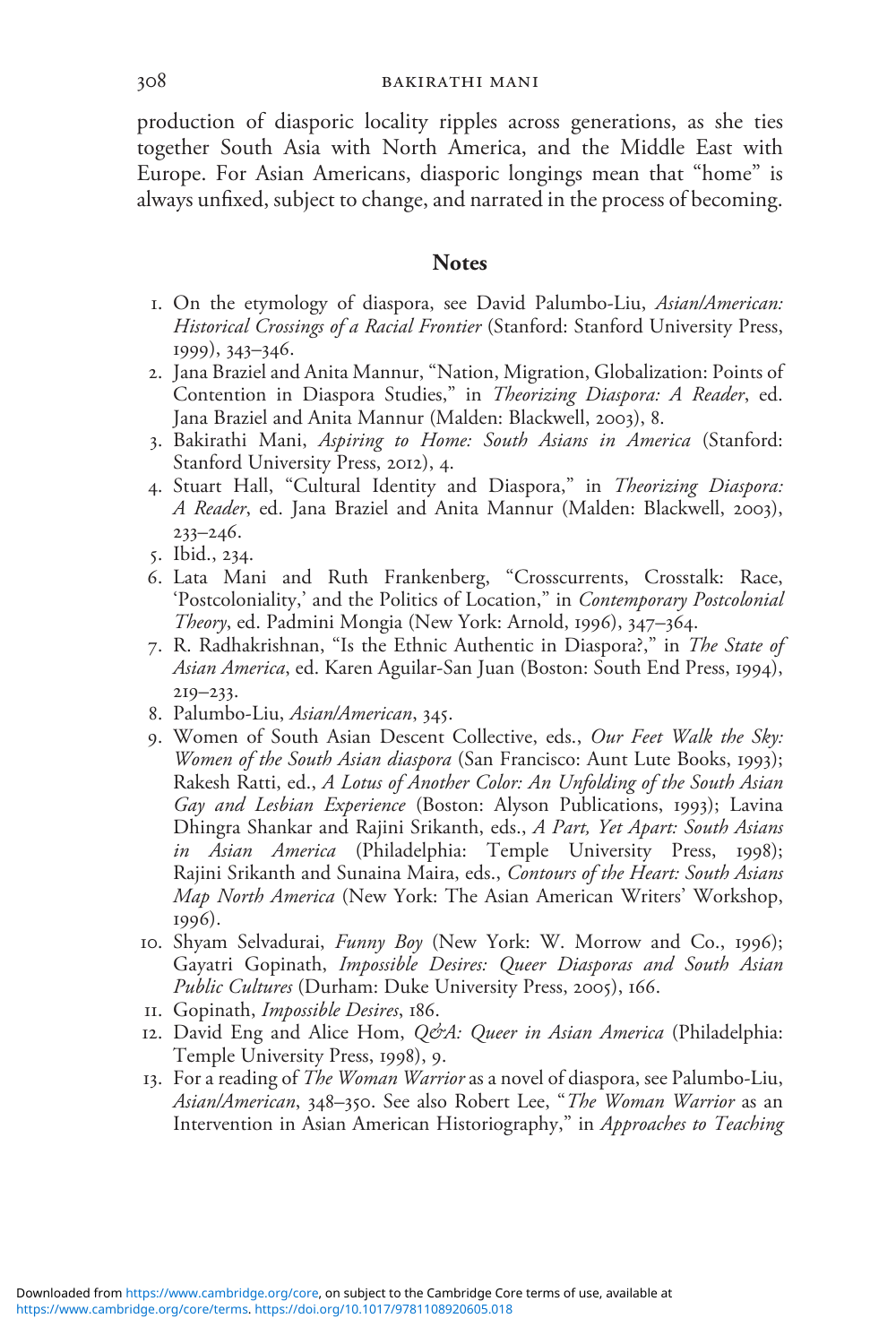production of diasporic locality ripples across generations, as she ties together South Asia with North America, and the Middle East with Europe. For Asian Americans, diasporic longings mean that "home" is always unfixed, subject to change, and narrated in the process of becoming.

## Notes

1. On the etymology of diaspora, see David Palumbo-Liu, *Asian/American: Historical Crossings of a Racial Frontier* (Stanford: Stanford University Press, 1999), 343–346.
2. Jana Braziel and Anita Mannur, "Nation, Migration, Globalization: Points of Contention in Diaspora Studies," in *Theorizing Diaspora: A Reader*, ed. Jana Braziel and Anita Mannur (Malden: Blackwell, 2003), 8.
3. Bakirathi Mani, *Aspiring to Home: South Asians in America* (Stanford: Stanford University Press, 2012), 4.
4. Stuart Hall, "Cultural Identity and Diaspora," in *Theorizing Diaspora: A Reader*, ed. Jana Braziel and Anita Mannur (Malden: Blackwell, 2003), 233–246.
5. Ibid., 234.
6. Lata Mani and Ruth Frankenberg, "Crosscurrents, Crosstalk: Race, 'Postcoloniality,' and the Politics of Location," in *Contemporary Postcolonial Theory*, ed. Padmini Mongia (New York: Arnold, 1996), 347–364.
7. R. Radhakrishnan, "Is the Ethnic Authentic in Diaspora?," in *The State of Asian America*, ed. Karen Aguilar-San Juan (Boston: South End Press, 1994), 219–233.
8. Palumbo-Liu, *Asian/American*, 345.
9. Women of South Asian Descent Collective, eds., *Our Feet Walk the Sky: Women of the South Asian diaspora* (San Francisco: Aunt Lute Books, 1993); Rakesh Ratti, ed., *A Lotus of Another Color: An Unfolding of the South Asian Gay and Lesbian Experience* (Boston: Alyson Publications, 1993); Lavina Dhingra Shankar and Rajini Srikanth, eds., *A Part, Yet Apart: South Asians in Asian America* (Philadelphia: Temple University Press, 1998); Rajini Srikanth and Sunaina Maira, eds., *Contours of the Heart: South Asians Map North America* (New York: The Asian American Writers' Workshop, 1996).
10. Shyam Selvadurai, *Funny Boy* (New York: W. Morrow and Co., 1996); Gayatri Gopinath, *Impossible Desires: Queer Diasporas and South Asian Public Cultures* (Durham: Duke University Press, 2005), 166.
11. Gopinath, *Impossible Desires*, 186.
12. David Eng and Alice Hom, *Q&A: Queer in Asian America* (Philadelphia: Temple University Press, 1998), 9.
13. For a reading of *The Woman Warrior* as a novel of diaspora, see Palumbo-Liu, *Asian/American*, 348–350. See also Robert Lee, "*The Woman Warrior* as an Intervention in Asian American Historiography," in *Approaches to Teaching*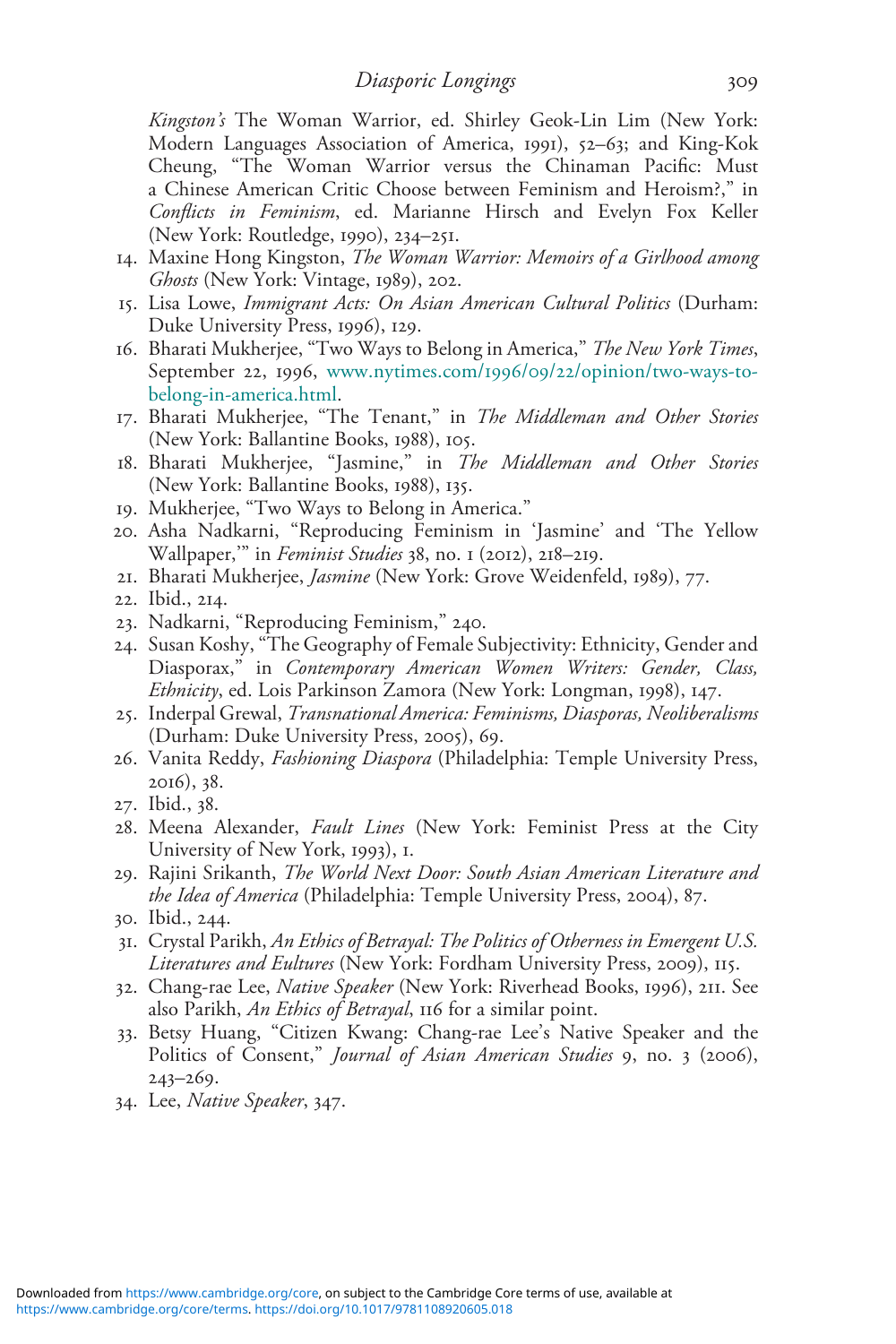*Kingston's* The Woman Warrior, ed. Shirley Geok-Lin Lim (New York: Modern Languages Association of America, 1991), 52–63; and King-Kok Cheung, "The Woman Warrior versus the Chinaman Pacific: Must a Chinese American Critic Choose between Feminism and Heroism?," in *Conflicts in Feminism*, ed. Marianne Hirsch and Evelyn Fox Keller (New York: Routledge, 1990), 234–251.

14. Maxine Hong Kingston, *The Woman Warrior: Memoirs of a Girlhood among Ghosts* (New York: Vintage, 1989), 202.
15. Lisa Lowe, *Immigrant Acts: On Asian American Cultural Politics* (Durham: Duke University Press, 1996), 129.
16. Bharati Mukherjee, "Two Ways to Belong in America," *The New York Times*, September 22, 1996, www.nytimes.com/1996/09/22/opinion/two-ways-to-belong-in-america.html.
17. Bharati Mukherjee, "The Tenant," in *The Middleman and Other Stories* (New York: Ballantine Books, 1988), 105.
18. Bharati Mukherjee, "Jasmine," in *The Middleman and Other Stories* (New York: Ballantine Books, 1988), 135.
19. Mukherjee, "Two Ways to Belong in America."
20. Asha Nadkarni, "Reproducing Feminism in 'Jasmine' and 'The Yellow Wallpaper,'" in *Feminist Studies* 38, no. 1 (2012), 218–219.
21. Bharati Mukherjee, *Jasmine* (New York: Grove Weidenfeld, 1989), 77.
22. Ibid., 214.
23. Nadkarni, "Reproducing Feminism," 240.
24. Susan Koshy, "The Geography of Female Subjectivity: Ethnicity, Gender and Diasporax," in *Contemporary American Women Writers: Gender, Class, Ethnicity*, ed. Lois Parkinson Zamora (New York: Longman, 1998), 147.
25. Inderpal Grewal, *Transnational America: Feminisms, Diasporas, Neoliberalisms* (Durham: Duke University Press, 2005), 69.
26. Vanita Reddy, *Fashioning Diaspora* (Philadelphia: Temple University Press, 2016), 38.
27. Ibid., 38.
28. Meena Alexander, *Fault Lines* (New York: Feminist Press at the City University of New York, 1993), 1.
29. Rajini Srikanth, *The World Next Door: South Asian American Literature and the Idea of America* (Philadelphia: Temple University Press, 2004), 87.
30. Ibid., 244.
31. Crystal Parikh, *An Ethics of Betrayal: The Politics of Otherness in Emergent U.S. Literatures and Eultures* (New York: Fordham University Press, 2009), 115.
32. Chang-rae Lee, *Native Speaker* (New York: Riverhead Books, 1996), 211. See also Parikh, *An Ethics of Betrayal*, 116 for a similar point.
33. Betsy Huang, "Citizen Kwang: Chang-rae Lee's Native Speaker and the Politics of Consent," *Journal of Asian American Studies* 9, no. 3 (2006), 243–269.
34. Lee, *Native Speaker*, 347.